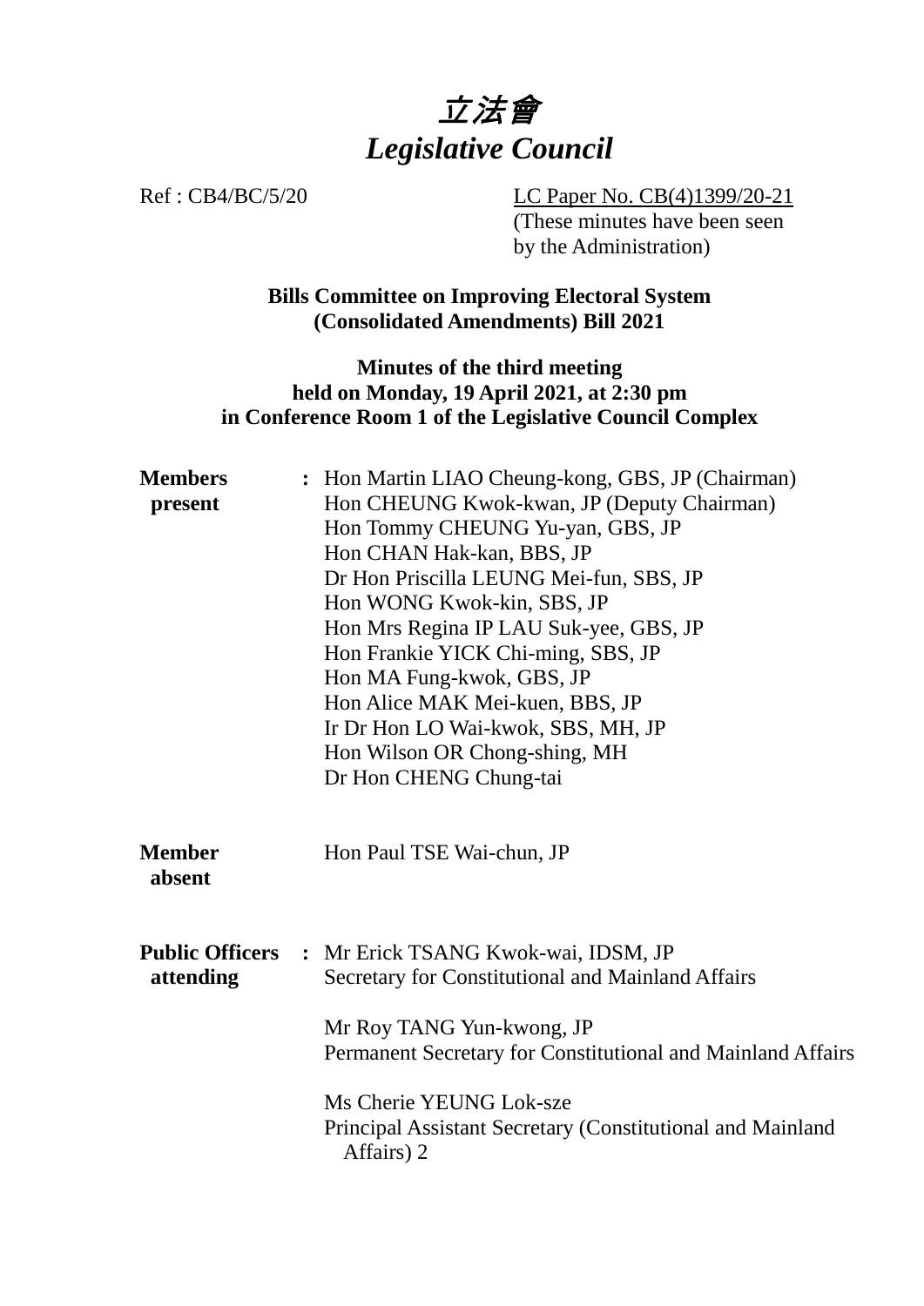# *立法會*
# *Legislative Council*

Ref : CB4/BC/5/20

<u>LC Paper No. CB(4)1399/20-21</u>
(These minutes have been seen by the Administration)

**Bills Committee on Improving Electoral System (Consolidated Amendments) Bill 2021**

**Minutes of the third meeting held on Monday, 19 April 2021, at 2:30 pm in Conference Room 1 of the Legislative Council Complex**

| | | |
|---|---|---|
| **Members present** | : | Hon Martin LIAO Cheung-kong, GBS, JP (Chairman)<br>Hon CHEUNG Kwok-kwan, JP (Deputy Chairman)<br>Hon Tommy CHEUNG Yu-yan, GBS, JP<br>Hon CHAN Hak-kan, BBS, JP<br>Dr Hon Priscilla LEUNG Mei-fun, SBS, JP<br>Hon WONG Kwok-kin, SBS, JP<br>Hon Mrs Regina IP LAU Suk-yee, GBS, JP<br>Hon Frankie YICK Chi-ming, SBS, JP<br>Hon MA Fung-kwok, GBS, JP<br>Hon Alice MAK Mei-kuen, BBS, JP<br>Ir Dr Hon LO Wai-kwok, SBS, MH, JP<br>Hon Wilson OR Chong-shing, MH<br>Dr Hon CHENG Chung-tai |
| **Member absent** | | Hon Paul TSE Wai-chun, JP |
| **Public Officers attending** | : | Mr Erick TSANG Kwok-wai, IDSM, JP<br>Secretary for Constitutional and Mainland Affairs<br><br>Mr Roy TANG Yun-kwong, JP<br>Permanent Secretary for Constitutional and Mainland Affairs<br><br>Ms Cherie YEUNG Lok-sze<br>Principal Assistant Secretary (Constitutional and Mainland Affairs) 2 |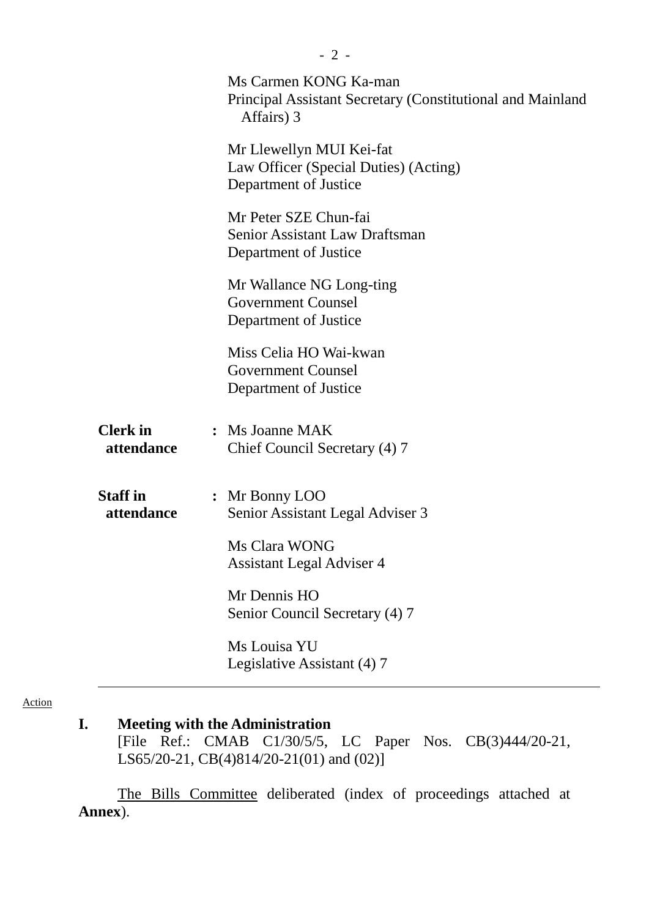Ms Carmen KONG Ka-man
Principal Assistant Secretary (Constitutional and Mainland Affairs) 3

Mr Llewellyn MUI Kei-fat
Law Officer (Special Duties) (Acting)
Department of Justice

Mr Peter SZE Chun-fai
Senior Assistant Law Draftsman
Department of Justice

Mr Wallance NG Long-ting
Government Counsel
Department of Justice

Miss Celia HO Wai-kwan
Government Counsel
Department of Justice

**Clerk in attendance** : Ms Joanne MAK
Chief Council Secretary (4) 7

**Staff in attendance** : Mr Bonny LOO
Senior Assistant Legal Adviser 3

Ms Clara WONG
Assistant Legal Adviser 4

Mr Dennis HO
Senior Council Secretary (4) 7

Ms Louisa YU
Legislative Assistant (4) 7

---

Action

## I. Meeting with the Administration

[File Ref.: CMAB C1/30/5/5, LC Paper Nos. CB(3)444/20-21, LS65/20-21, CB(4)814/20-21(01) and (02)]

The Bills Committee deliberated (index of proceedings attached at **Annex**).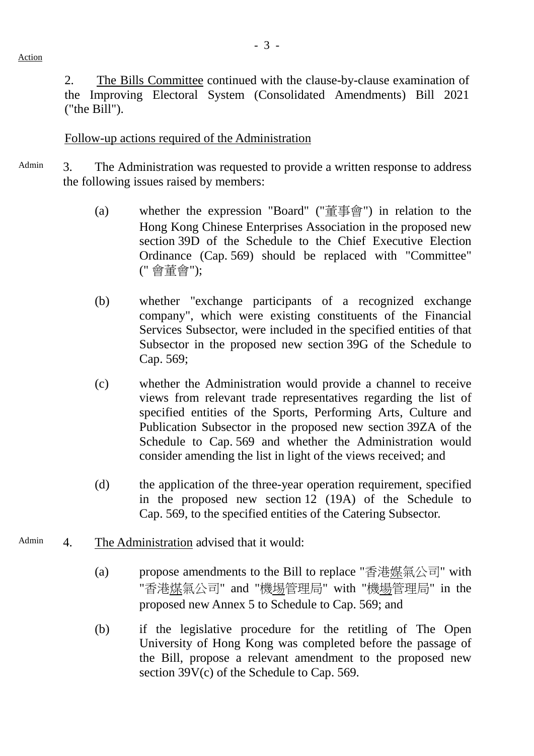Action

2. The Bills Committee continued with the clause-by-clause examination of the Improving Electoral System (Consolidated Amendments) Bill 2021 ("the Bill").

Follow-up actions required of the Administration

Admin

3. The Administration was requested to provide a written response to address the following issues raised by members:

(a) whether the expression "Board" ("董事會") in relation to the Hong Kong Chinese Enterprises Association in the proposed new section 39D of the Schedule to the Chief Executive Election Ordinance (Cap. 569) should be replaced with "Committee" ("會董會");

(b) whether "exchange participants of a recognized exchange company", which were existing constituents of the Financial Services Subsector, were included in the specified entities of that Subsector in the proposed new section 39G of the Schedule to Cap. 569;

(c) whether the Administration would provide a channel to receive views from relevant trade representatives regarding the list of specified entities of the Sports, Performing Arts, Culture and Publication Subsector in the proposed new section 39ZA of the Schedule to Cap. 569 and whether the Administration would consider amending the list in light of the views received; and

(d) the application of the three-year operation requirement, specified in the proposed new section 12 (19A) of the Schedule to Cap. 569, to the specified entities of the Catering Subsector.

Admin

4. The Administration advised that it would:

(a) propose amendments to the Bill to replace "香港媒氣公司" with "香港煤氣公司" and "機埸管理局" with "機場管理局" in the proposed new Annex 5 to Schedule to Cap. 569; and

(b) if the legislative procedure for the retitling of The Open University of Hong Kong was completed before the passage of the Bill, propose a relevant amendment to the proposed new section 39V(c) of the Schedule to Cap. 569.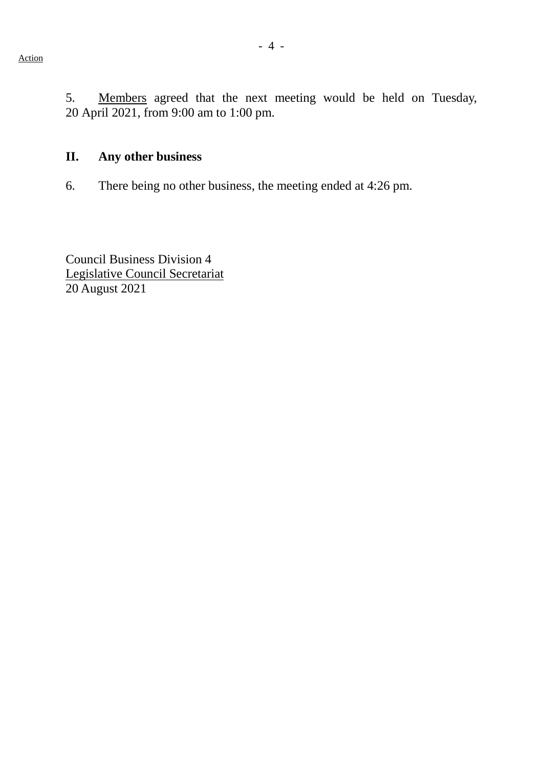Action

5. Members agreed that the next meeting would be held on Tuesday, 20 April 2021, from 9:00 am to 1:00 pm.

## II. Any other business

6. There being no other business, the meeting ended at 4:26 pm.

Council Business Division 4
Legislative Council Secretariat
20 August 2021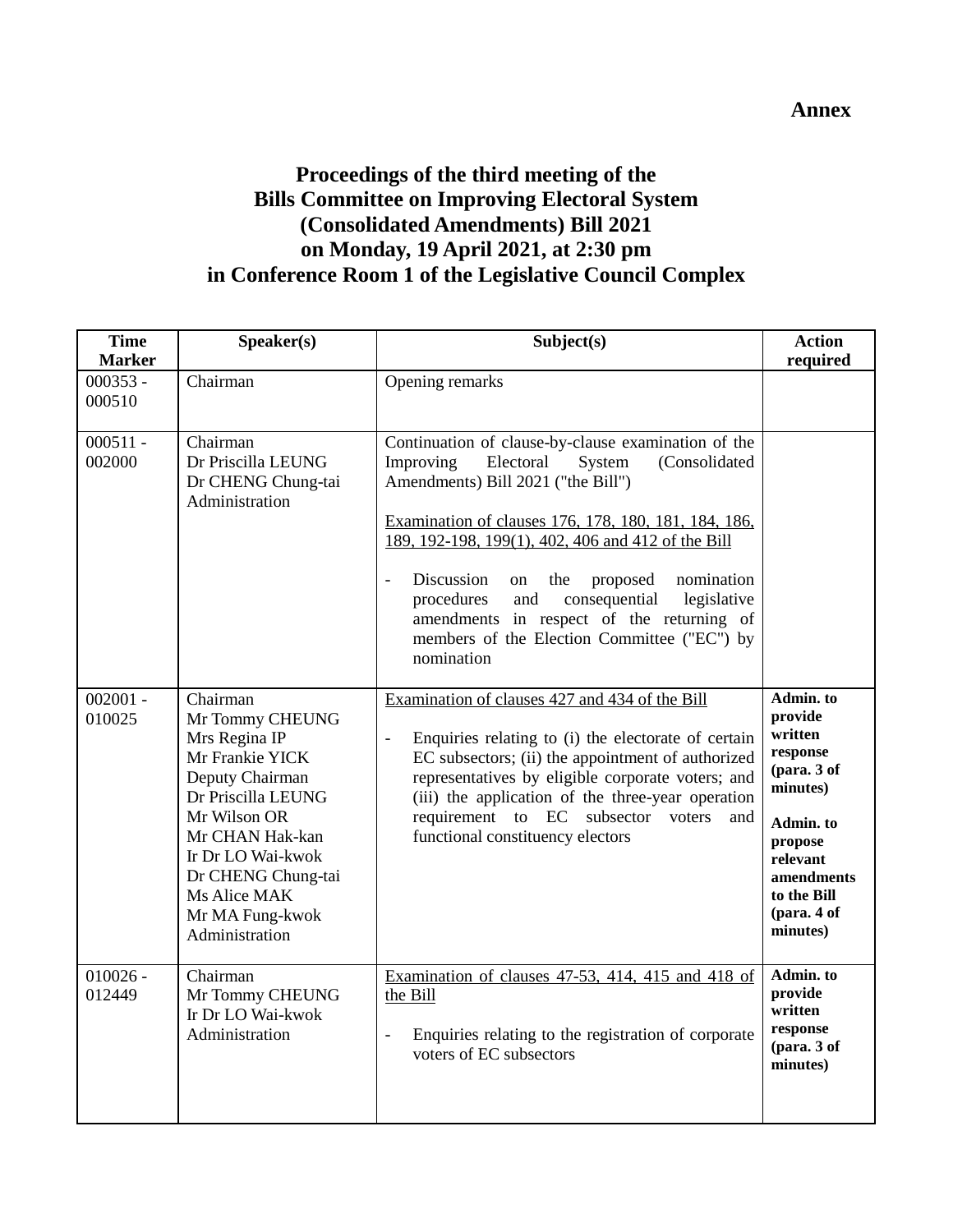**Annex**

# Proceedings of the third meeting of the Bills Committee on Improving Electoral System (Consolidated Amendments) Bill 2021 on Monday, 19 April 2021, at 2:30 pm in Conference Room 1 of the Legislative Council Complex

| Time Marker | Speaker(s) | Subject(s) | Action required |
|---|---|---|---|
| 000353 - 000510 | Chairman | Opening remarks | |
| 000511 - 002000 | Chairman<br>Dr Priscilla LEUNG<br>Dr CHENG Chung-tai<br>Administration | Continuation of clause-by-clause examination of the Improving Electoral System (Consolidated Amendments) Bill 2021 ("the Bill")<br><br><u>Examination of clauses 176, 178, 180, 181, 184, 186, 189, 192-198, 199(1), 402, 406 and 412 of the Bill</u><br><br>- Discussion on the proposed nomination procedures and consequential legislative amendments in respect of the returning of members of the Election Committee ("EC") by nomination | |
| 002001 - 010025 | Chairman<br>Mr Tommy CHEUNG<br>Mrs Regina IP<br>Mr Frankie YICK<br>Deputy Chairman<br>Dr Priscilla LEUNG<br>Mr Wilson OR<br>Mr CHAN Hak-kan<br>Ir Dr LO Wai-kwok<br>Dr CHENG Chung-tai<br>Ms Alice MAK<br>Mr MA Fung-kwok<br>Administration | <u>Examination of clauses 427 and 434 of the Bill</u><br><br>- Enquiries relating to (i) the electorate of certain EC subsectors; (ii) the appointment of authorized representatives by eligible corporate voters; and (iii) the application of the three-year operation requirement to EC subsector voters and functional constituency electors | **Admin. to provide written response (para. 3 of minutes)**<br><br>**Admin. to propose relevant amendments to the Bill (para. 4 of minutes)** |
| 010026 - 012449 | Chairman<br>Mr Tommy CHEUNG<br>Ir Dr LO Wai-kwok<br>Administration | <u>Examination of clauses 47-53, 414, 415 and 418 of the Bill</u><br><br>- Enquiries relating to the registration of corporate voters of EC subsectors | **Admin. to provide written response (para. 3 of minutes)** |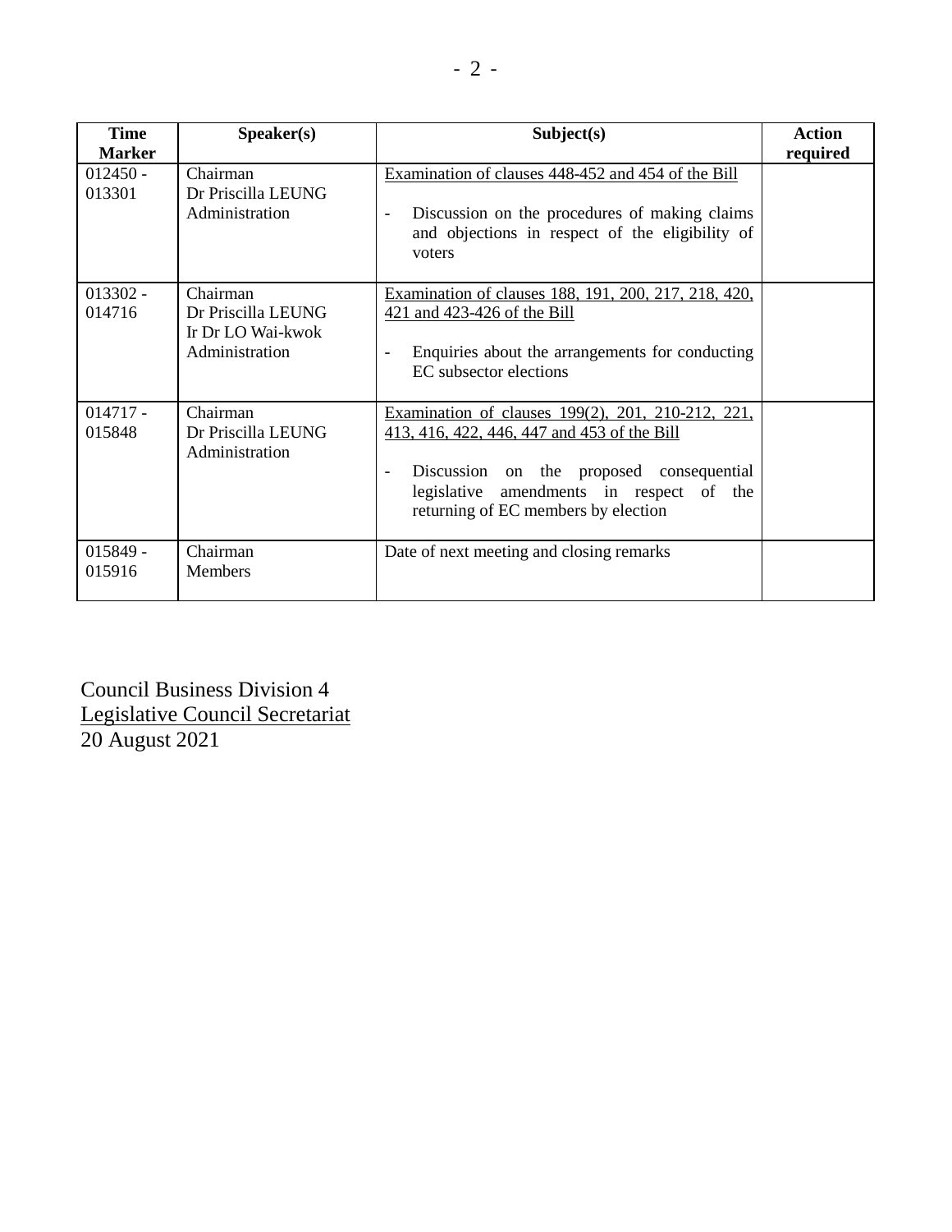| Time Marker | Speaker(s) | Subject(s) | Action required |
|---|---|---|---|
| 012450 - 013301 | Chairman<br>Dr Priscilla LEUNG<br>Administration | Examination of clauses 448-452 and 454 of the Bill<br><br>- Discussion on the procedures of making claims and objections in respect of the eligibility of voters | |
| 013302 - 014716 | Chairman<br>Dr Priscilla LEUNG<br>Ir Dr LO Wai-kwok<br>Administration | Examination of clauses 188, 191, 200, 217, 218, 420, 421 and 423-426 of the Bill<br><br>- Enquiries about the arrangements for conducting EC subsector elections | |
| 014717 - 015848 | Chairman<br>Dr Priscilla LEUNG<br>Administration | Examination of clauses 199(2), 201, 210-212, 221, 413, 416, 422, 446, 447 and 453 of the Bill<br><br>- Discussion on the proposed consequential legislative amendments in respect of the returning of EC members by election | |
| 015849 - 015916 | Chairman<br>Members | Date of next meeting and closing remarks | |

Council Business Division 4
Legislative Council Secretariat
20 August 2021